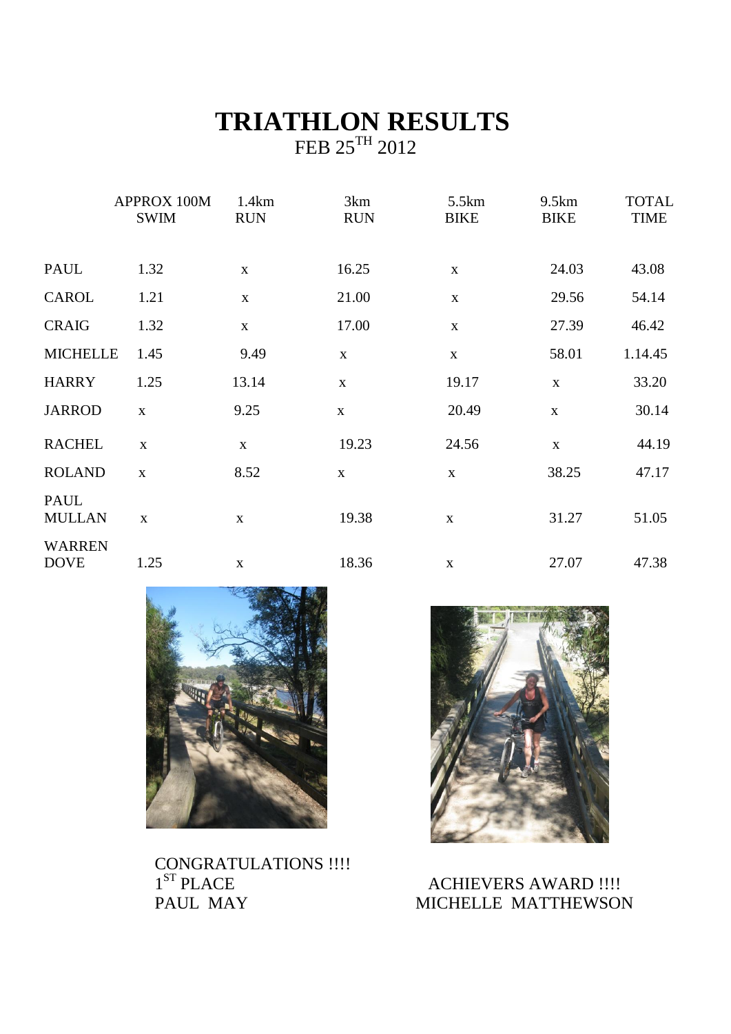# TRIATHLON RESULTS

FEB 25$^{TH}$ 2012

| | APPROX 100M SWIM | 1.4km RUN | 3km RUN | 5.5km BIKE | 9.5km BIKE | TOTAL TIME |
|---|---|---|---|---|---|---|
| PAUL | 1.32 | x | 16.25 | x | 24.03 | 43.08 |
| CAROL | 1.21 | x | 21.00 | x | 29.56 | 54.14 |
| CRAIG | 1.32 | x | 17.00 | x | 27.39 | 46.42 |
| MICHELLE | 1.45 | 9.49 | x | x | 58.01 | 1.14.45 |
| HARRY | 1.25 | 13.14 | x | 19.17 | x | 33.20 |
| JARROD | x | 9.25 | x | 20.49 | x | 30.14 |
| RACHEL | x | x | 19.23 | 24.56 | x | 44.19 |
| ROLAND | x | 8.52 | x | x | 38.25 | 47.17 |
| PAUL MULLAN | x | x | 19.38 | x | 31.27 | 51.05 |
| WARREN DOVE | 1.25 | x | 18.36 | x | 27.07 | 47.38 |

CONGRATULATIONS !!!!
1$^{ST}$ PLACE
PAUL MAY

ACHIEVERS AWARD !!!!
MICHELLE MATTHEWSON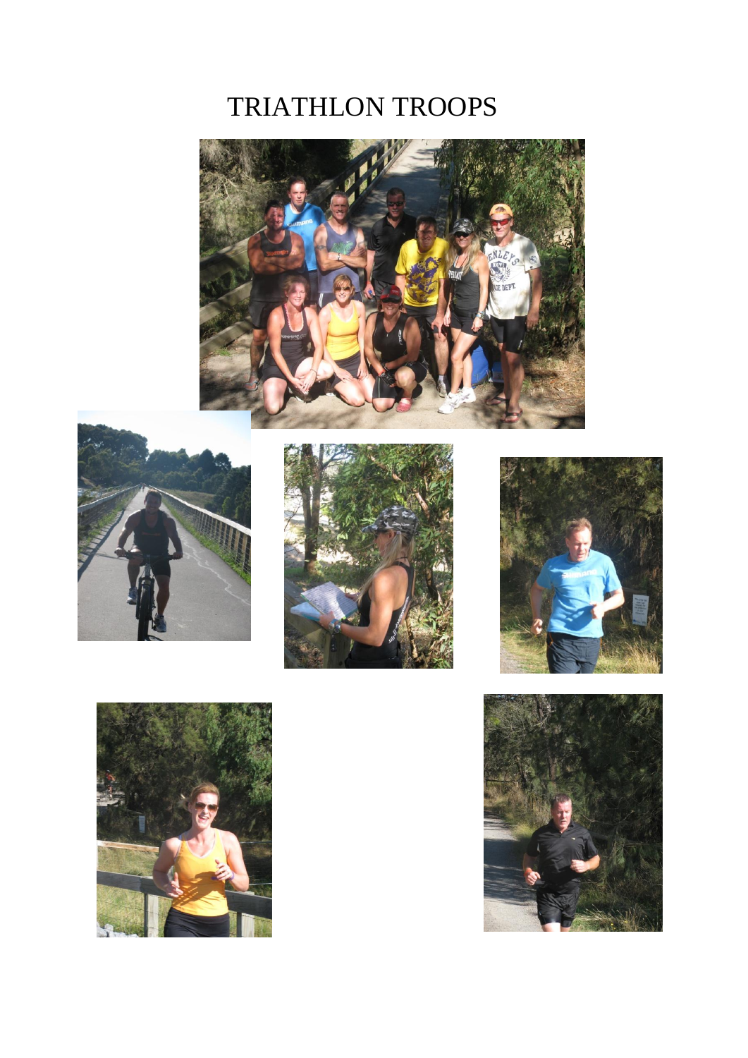# TRIATHLON TROOPS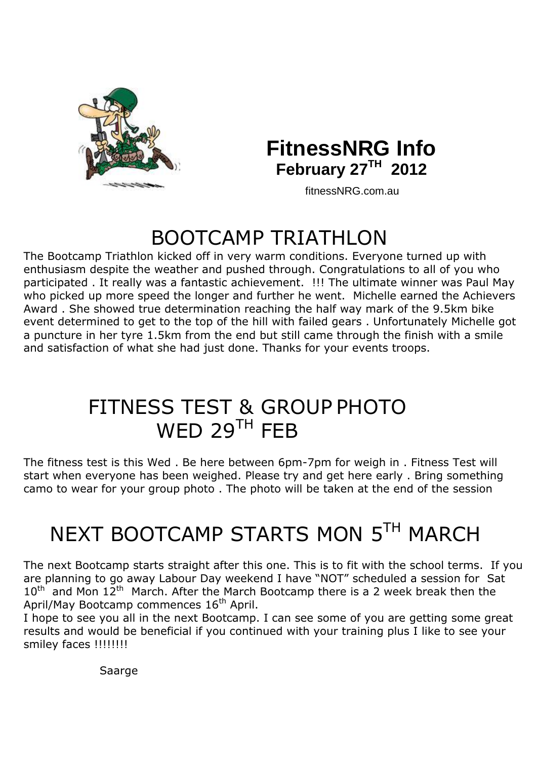# FitnessNRG Info

**February 27TH 2012**

fitnessNRG.com.au

## BOOTCAMP TRIATHLON

The Bootcamp Triathlon kicked off in very warm conditions. Everyone turned up with enthusiasm despite the weather and pushed through. Congratulations to all of you who participated . It really was a fantastic achievement. !!! The ultimate winner was Paul May who picked up more speed the longer and further he went. Michelle earned the Achievers Award . She showed true determination reaching the half way mark of the 9.5km bike event determined to get to the top of the hill with failed gears . Unfortunately Michelle got a puncture in her tyre 1.5km from the end but still came through the finish with a smile and satisfaction of what she had just done. Thanks for your events troops.

## FITNESS TEST & GROUP PHOTO WED 29TH FEB

The fitness test is this Wed . Be here between 6pm-7pm for weigh in . Fitness Test will start when everyone has been weighed. Please try and get here early . Bring something camo to wear for your group photo . The photo will be taken at the end of the session

## NEXT BOOTCAMP STARTS MON 5TH MARCH

The next Bootcamp starts straight after this one. This is to fit with the school terms. If you are planning to go away Labour Day weekend I have "NOT" scheduled a session for Sat 10th and Mon 12th March. After the March Bootcamp there is a 2 week break then the April/May Bootcamp commences 16th April.

I hope to see you all in the next Bootcamp. I can see some of you are getting some great results and would be beneficial if you continued with your training plus I like to see your smiley faces !!!!!!!!

Saarge